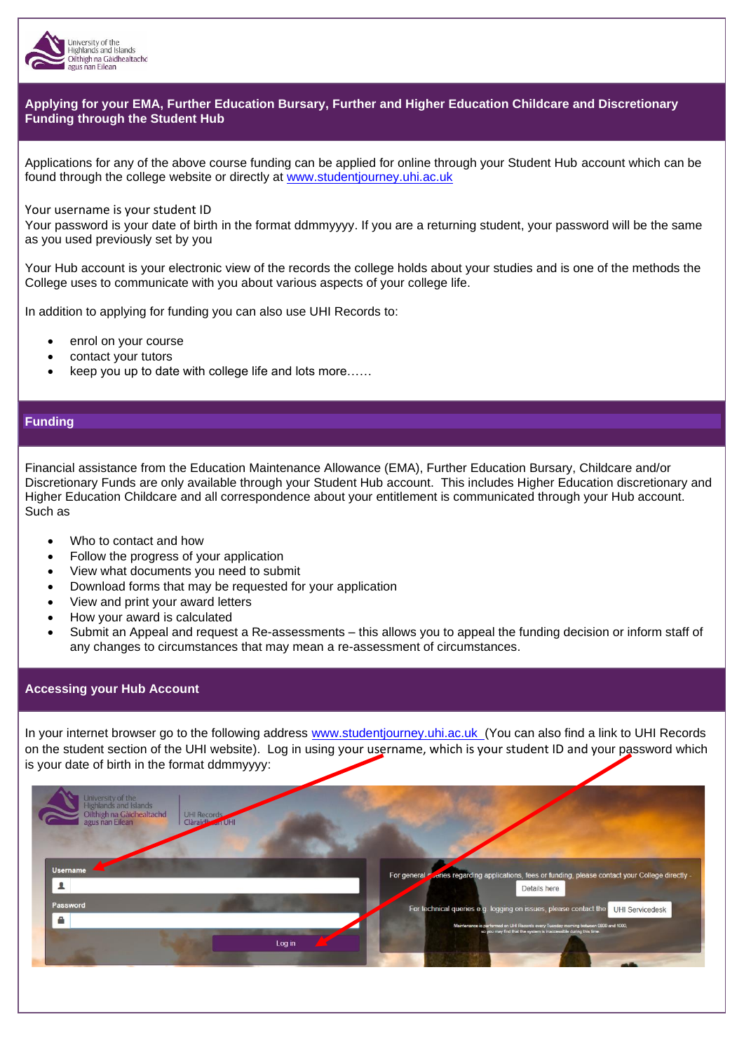## Applying for your EMA, Further Education Bursary, Further and Higher Education Childcare and Discretionary Funding through the Student Hub

Applications for any of the above course funding can be applied for online through your Student Hub account which can be found through the college website or directly at www.studentjourney.uhi.ac.uk

Your username is your student ID
Your password is your date of birth in the format ddmmyyyy. If you are a returning student, your password will be the same as you used previously set by you

Your Hub account is your electronic view of the records the college holds about your studies and is one of the methods the College uses to communicate with you about various aspects of your college life.

In addition to applying for funding you can also use UHI Records to:

- enrol on your course
- contact your tutors
- keep you up to date with college life and lots more……

## Funding

Financial assistance from the Education Maintenance Allowance (EMA), Further Education Bursary, Childcare and/or Discretionary Funds are only available through your Student Hub account. This includes Higher Education discretionary and Higher Education Childcare and all correspondence about your entitlement is communicated through your Hub account. Such as

- Who to contact and how
- Follow the progress of your application
- View what documents you need to submit
- Download forms that may be requested for your application
- View and print your award letters
- How your award is calculated
- Submit an Appeal and request a Re-assessments – this allows you to appeal the funding decision or inform staff of any changes to circumstances that may mean a re-assessment of circumstances.

## Accessing your Hub Account

In your internet browser go to the following address www.studentjourney.uhi.ac.uk (You can also find a link to UHI Records on the student section of the UHI website). Log in using your username, which is your student ID and your password which is your date of birth in the format ddmmyyyy: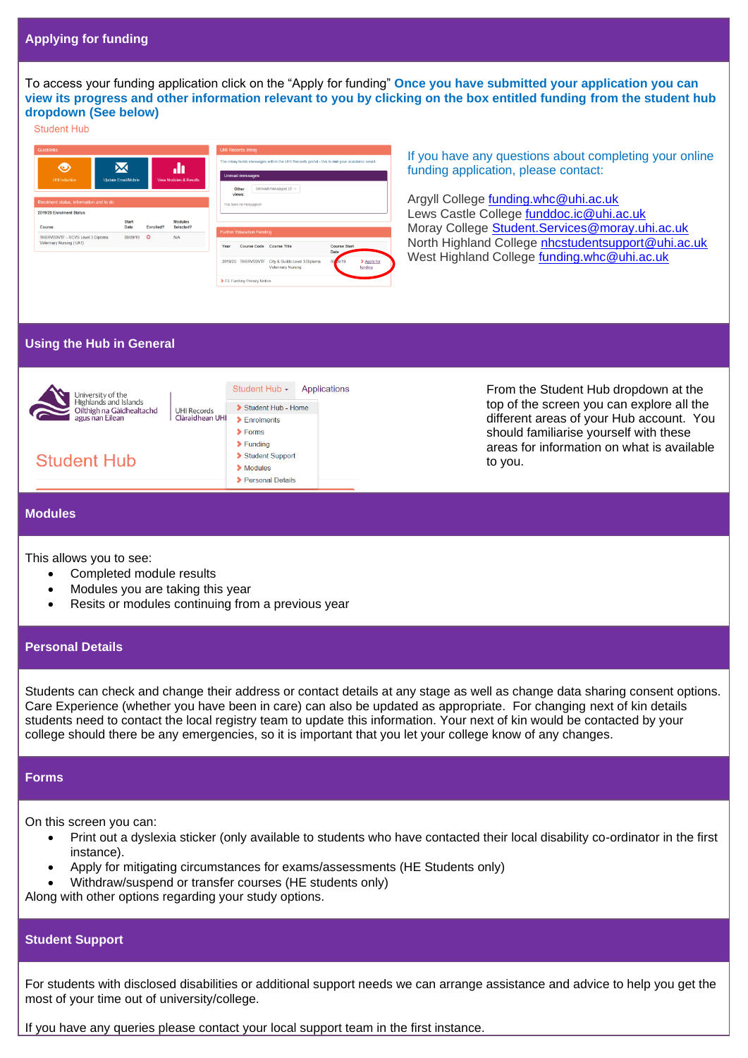## Applying for funding

To access your funding application click on the "Apply for funding" **Once you have submitted your application you can view its progress and other information relevant to you by clicking on the box entitled funding from the student hub dropdown (See below)**

If you have any questions about completing your online funding application, please contact:

Argyll College funding.whc@uhi.ac.uk
Lews Castle College funddoc.ic@uhi.ac.uk
Moray College Student.Services@moray.uhi.ac.uk
North Highland College nhcstudentsupport@uhi.ac.uk
West Highland College funding.whc@uhi.ac.uk

## Using the Hub in General

From the Student Hub dropdown at the top of the screen you can explore all the different areas of your Hub account. You should familiarise yourself with these areas for information on what is available to you.

## Modules

This allows you to see:

- Completed module results
- Modules you are taking this year
- Resits or modules continuing from a previous year

## Personal Details

Students can check and change their address or contact details at any stage as well as change data sharing consent options. Care Experience (whether you have been in care) can also be updated as appropriate. For changing next of kin details students need to contact the local registry team to update this information. Your next of kin would be contacted by your college should there be any emergencies, so it is important that you let your college know of any changes.

## Forms

On this screen you can:

- Print out a dyslexia sticker (only available to students who have contacted their local disability co-ordinator in the first instance).
- Apply for mitigating circumstances for exams/assessments (HE Students only)
- Withdraw/suspend or transfer courses (HE students only)

Along with other options regarding your study options.

## Student Support

For students with disclosed disabilities or additional support needs we can arrange assistance and advice to help you get the most of your time out of university/college.

If you have any queries please contact your local support team in the first instance.